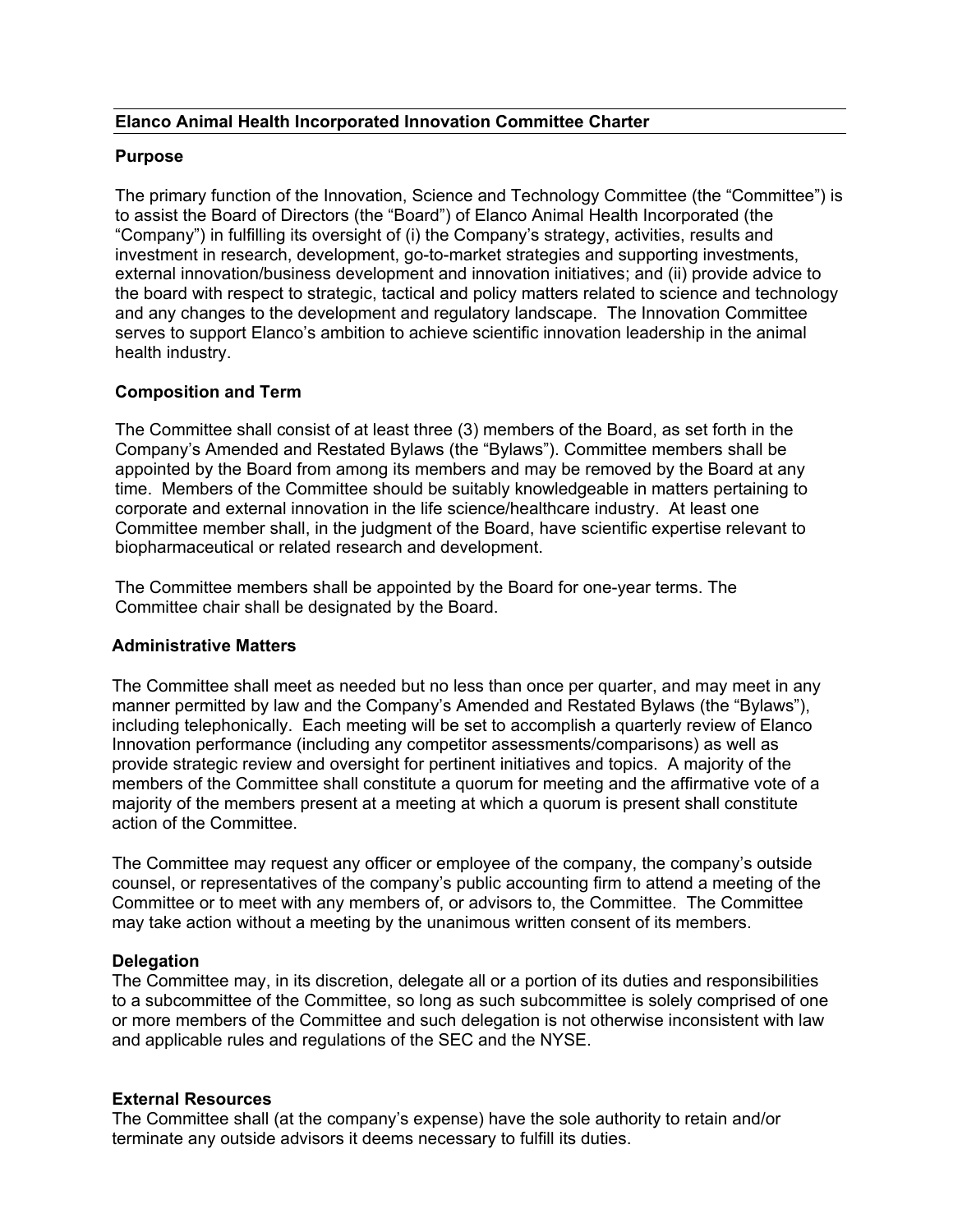## Elanco Animal Health Incorporated Innovation Committee Charter

### Purpose

The primary function of the Innovation, Science and Technology Committee (the "Committee") is to assist the Board of Directors (the "Board") of Elanco Animal Health Incorporated (the "Company") in fulfilling its oversight of (i) the Company's strategy, activities, results and investment in research, development, go-to-market strategies and supporting investments, external innovation/business development and innovation initiatives; and (ii) provide advice to the board with respect to strategic, tactical and policy matters related to science and technology and any changes to the development and regulatory landscape. The Innovation Committee serves to support Elanco's ambition to achieve scientific innovation leadership in the animal health industry.

### Composition and Term

The Committee shall consist of at least three (3) members of the Board, as set forth in the Company's Amended and Restated Bylaws (the "Bylaws"). Committee members shall be appointed by the Board from among its members and may be removed by the Board at any time. Members of the Committee should be suitably knowledgeable in matters pertaining to corporate and external innovation in the life science/healthcare industry. At least one Committee member shall, in the judgment of the Board, have scientific expertise relevant to biopharmaceutical or related research and development.

The Committee members shall be appointed by the Board for one-year terms. The Committee chair shall be designated by the Board.

### Administrative Matters

The Committee shall meet as needed but no less than once per quarter, and may meet in any manner permitted by law and the Company's Amended and Restated Bylaws (the "Bylaws"), including telephonically. Each meeting will be set to accomplish a quarterly review of Elanco Innovation performance (including any competitor assessments/comparisons) as well as provide strategic review and oversight for pertinent initiatives and topics. A majority of the members of the Committee shall constitute a quorum for meeting and the affirmative vote of a majority of the members present at a meeting at which a quorum is present shall constitute action of the Committee.

The Committee may request any officer or employee of the company, the company's outside counsel, or representatives of the company's public accounting firm to attend a meeting of the Committee or to meet with any members of, or advisors to, the Committee. The Committee may take action without a meeting by the unanimous written consent of its members.

### Delegation

The Committee may, in its discretion, delegate all or a portion of its duties and responsibilities to a subcommittee of the Committee, so long as such subcommittee is solely comprised of one or more members of the Committee and such delegation is not otherwise inconsistent with law and applicable rules and regulations of the SEC and the NYSE.

### External Resources

The Committee shall (at the company's expense) have the sole authority to retain and/or terminate any outside advisors it deems necessary to fulfill its duties.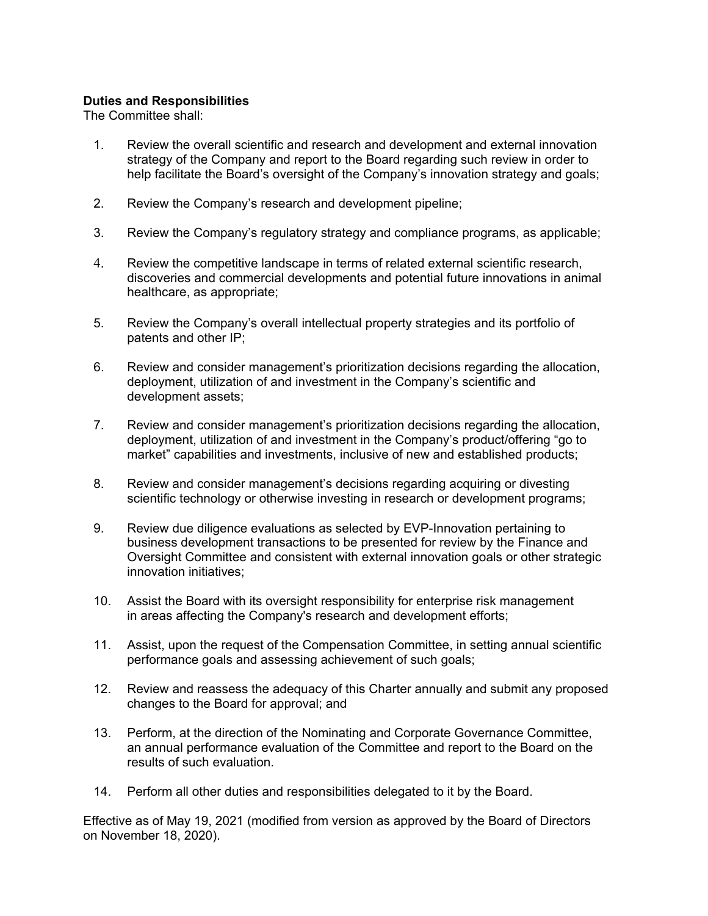**Duties and Responsibilities**

The Committee shall:

1. Review the overall scientific and research and development and external innovation strategy of the Company and report to the Board regarding such review in order to help facilitate the Board's oversight of the Company's innovation strategy and goals;

2. Review the Company's research and development pipeline;

3. Review the Company's regulatory strategy and compliance programs, as applicable;

4. Review the competitive landscape in terms of related external scientific research, discoveries and commercial developments and potential future innovations in animal healthcare, as appropriate;

5. Review the Company's overall intellectual property strategies and its portfolio of patents and other IP;

6. Review and consider management's prioritization decisions regarding the allocation, deployment, utilization of and investment in the Company's scientific and development assets;

7. Review and consider management's prioritization decisions regarding the allocation, deployment, utilization of and investment in the Company's product/offering "go to market" capabilities and investments, inclusive of new and established products;

8. Review and consider management's decisions regarding acquiring or divesting scientific technology or otherwise investing in research or development programs;

9. Review due diligence evaluations as selected by EVP-Innovation pertaining to business development transactions to be presented for review by the Finance and Oversight Committee and consistent with external innovation goals or other strategic innovation initiatives;

10. Assist the Board with its oversight responsibility for enterprise risk management in areas affecting the Company's research and development efforts;

11. Assist, upon the request of the Compensation Committee, in setting annual scientific performance goals and assessing achievement of such goals;

12. Review and reassess the adequacy of this Charter annually and submit any proposed changes to the Board for approval; and

13. Perform, at the direction of the Nominating and Corporate Governance Committee, an annual performance evaluation of the Committee and report to the Board on the results of such evaluation.

14. Perform all other duties and responsibilities delegated to it by the Board.

Effective as of May 19, 2021 (modified from version as approved by the Board of Directors on November 18, 2020).